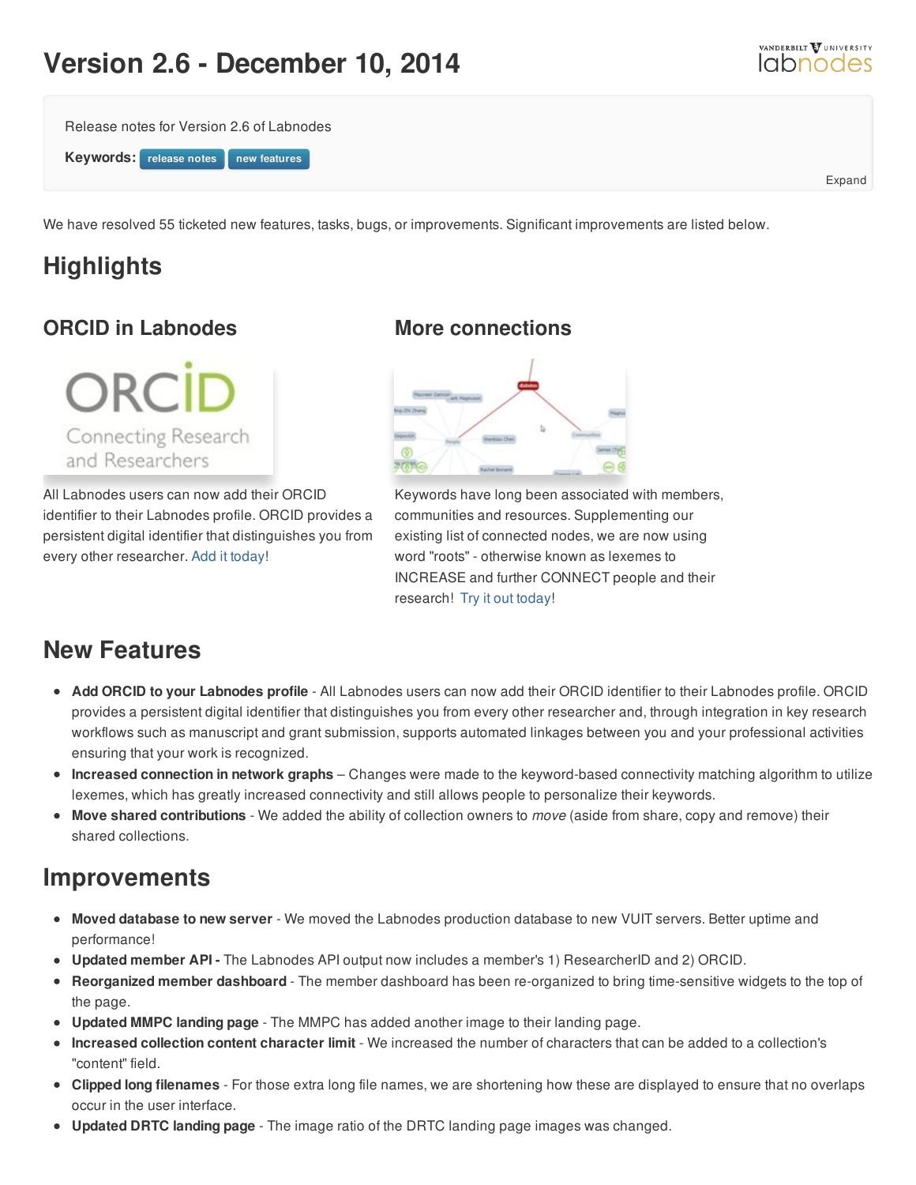# Version 2.6 - December 10, 2014

Release notes for Version 2.6 of Labnodes

**Keywords:** release notes new features

Expand

We have resolved 55 ticketed new features, tasks, bugs, or improvements. Significant improvements are listed below.

## Highlights

### ORCID in Labnodes

All Labnodes users can now add their ORCID identifier to their Labnodes profile. ORCID provides a persistent digital identifier that distinguishes you from every other researcher. Add it today!

### More connections

Keywords have long been associated with members, communities and resources. Supplementing our existing list of connected nodes, we are now using word "roots" - otherwise known as lexemes to INCREASE and further CONNECT people and their research! Try it out today!

## New Features

- **Add ORCID to your Labnodes profile** - All Labnodes users can now add their ORCID identifier to their Labnodes profile. ORCID provides a persistent digital identifier that distinguishes you from every other researcher and, through integration in key research workflows such as manuscript and grant submission, supports automated linkages between you and your professional activities ensuring that your work is recognized.
- **Increased connection in network graphs** – Changes were made to the keyword-based connectivity matching algorithm to utilize lexemes, which has greatly increased connectivity and still allows people to personalize their keywords.
- **Move shared contributions** - We added the ability of collection owners to *move* (aside from share, copy and remove) their shared collections.

## Improvements

- **Moved database to new server** - We moved the Labnodes production database to new VUIT servers. Better uptime and performance!
- **Updated member API -** The Labnodes API output now includes a member's 1) ResearcherID and 2) ORCID.
- **Reorganized member dashboard** - The member dashboard has been re-organized to bring time-sensitive widgets to the top of the page.
- **Updated MMPC landing page** - The MMPC has added another image to their landing page.
- **Increased collection content character limit** - We increased the number of characters that can be added to a collection's "content" field.
- **Clipped long filenames** - For those extra long file names, we are shortening how these are displayed to ensure that no overlaps occur in the user interface.
- **Updated DRTC landing page** - The image ratio of the DRTC landing page images was changed.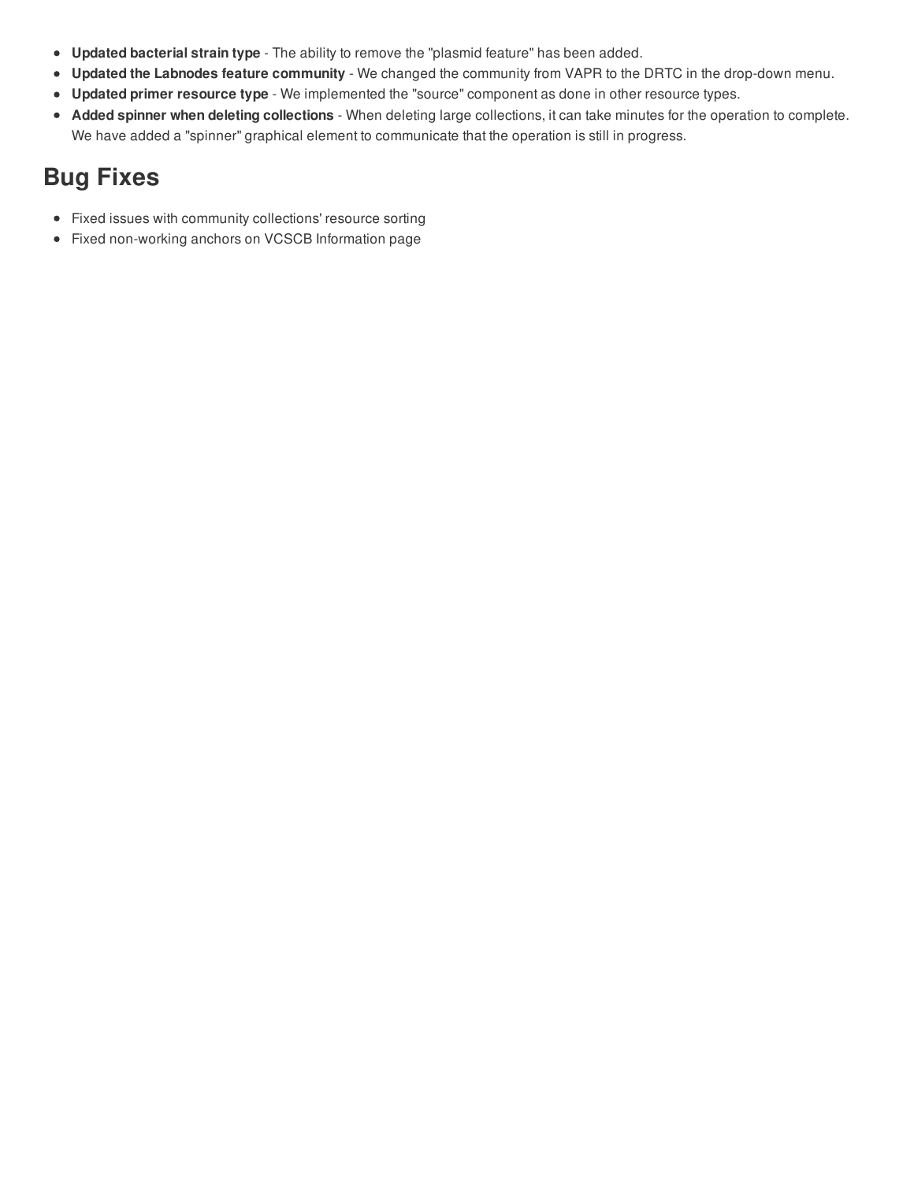- **Updated bacterial strain type** - The ability to remove the "plasmid feature" has been added.
- **Updated the Labnodes feature community** - We changed the community from VAPR to the DRTC in the drop-down menu.
- **Updated primer resource type** - We implemented the "source" component as done in other resource types.
- **Added spinner when deleting collections** - When deleting large collections, it can take minutes for the operation to complete. We have added a "spinner" graphical element to communicate that the operation is still in progress.

## Bug Fixes

- Fixed issues with community collections' resource sorting
- Fixed non-working anchors on VCSCB Information page